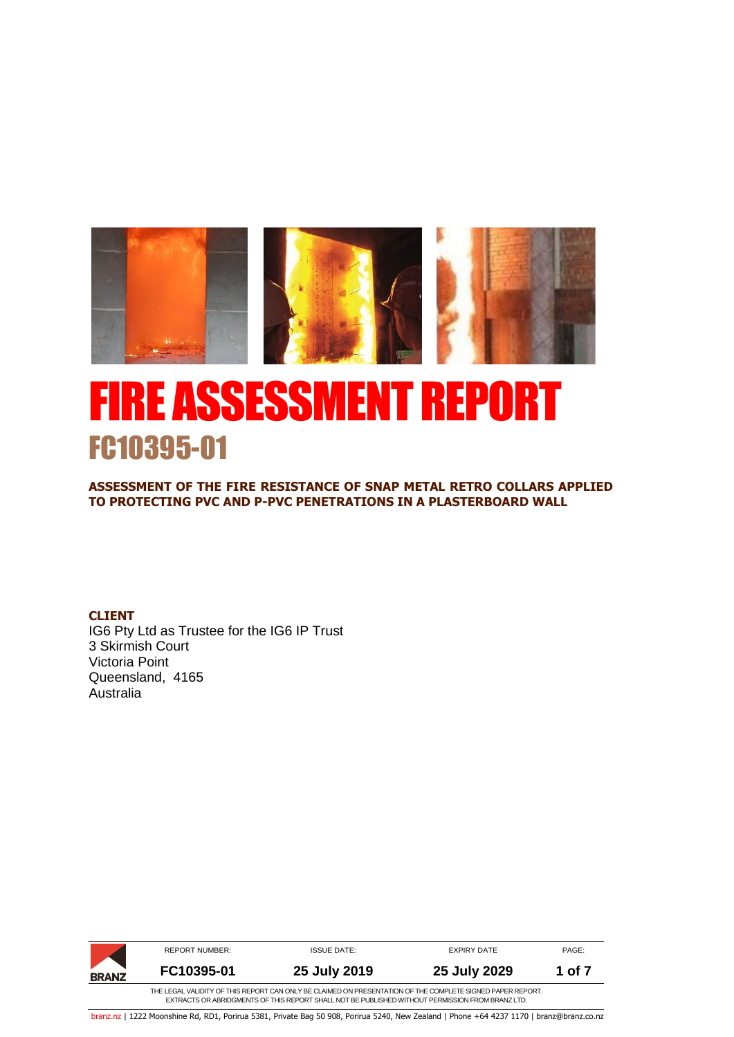# FIRE ASSESSMENT REPORT

## FC10395-01

**ASSESSMENT OF THE FIRE RESISTANCE OF SNAP METAL RETRO COLLARS APPLIED TO PROTECTING PVC AND P-PVC PENETRATIONS IN A PLASTERBOARD WALL**

**CLIENT**

IG6 Pty Ltd as Trustee for the IG6 IP Trust
3 Skirmish Court
Victoria Point
Queensland, 4165
Australia

| REPORT NUMBER: | ISSUE DATE: | EXPIRY DATE | PAGE: |
|---|---|---|---|
| **FC10395-01** | **25 July 2019** | **25 July 2029** | **1 of 7** |

THE LEGAL VALIDITY OF THIS REPORT CAN ONLY BE CLAIMED ON PRESENTATION OF THE COMPLETE SIGNED PAPER REPORT. EXTRACTS OR ABRIDGMENTS OF THIS REPORT SHALL NOT BE PUBLISHED WITHOUT PERMISSION FROM BRANZ LTD.

branz.nz | 1222 Moonshine Rd, RD1, Porirua 5381, Private Bag 50 908, Porirua 5240, New Zealand | Phone +64 4237 1170 | branz@branz.co.nz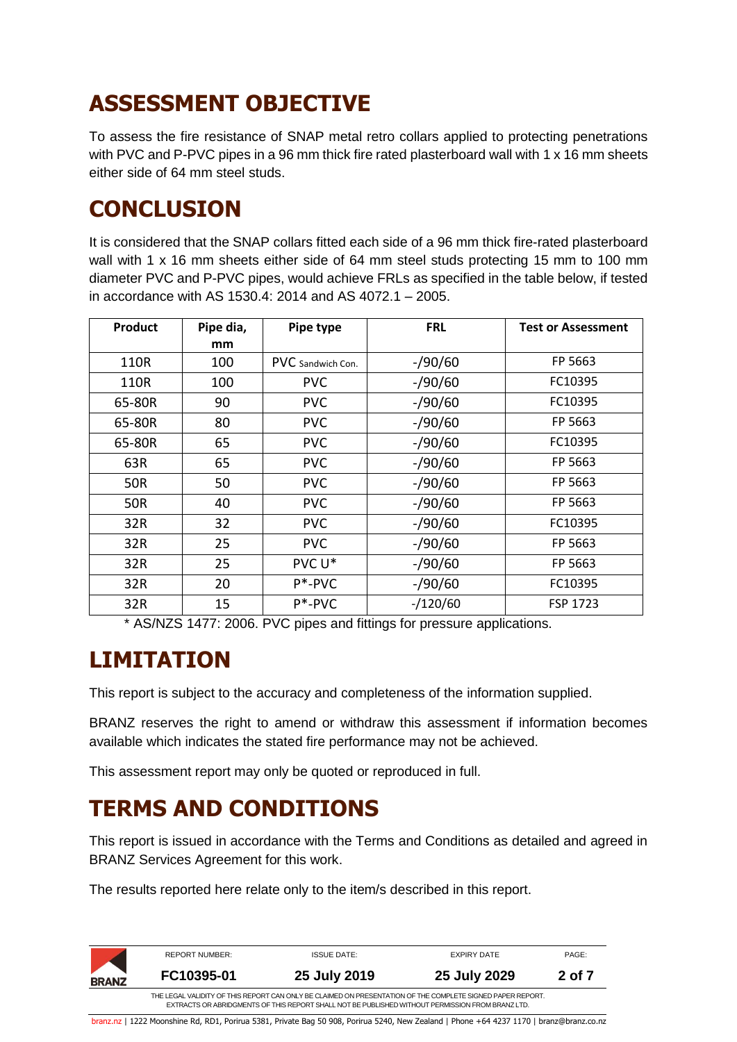# ASSESSMENT OBJECTIVE

To assess the fire resistance of SNAP metal retro collars applied to protecting penetrations with PVC and P-PVC pipes in a 96 mm thick fire rated plasterboard wall with 1 x 16 mm sheets either side of 64 mm steel studs.

# CONCLUSION

It is considered that the SNAP collars fitted each side of a 96 mm thick fire-rated plasterboard wall with 1 x 16 mm sheets either side of 64 mm steel studs protecting 15 mm to 100 mm diameter PVC and P-PVC pipes, would achieve FRLs as specified in the table below, if tested in accordance with AS 1530.4: 2014 and AS 4072.1 – 2005.

| Product | Pipe dia, mm | Pipe type | FRL | Test or Assessment |
|---|---|---|---|---|
| 110R | 100 | PVC Sandwich Con. | -/90/60 | FP 5663 |
| 110R | 100 | PVC | -/90/60 | FC10395 |
| 65-80R | 90 | PVC | -/90/60 | FC10395 |
| 65-80R | 80 | PVC | -/90/60 | FP 5663 |
| 65-80R | 65 | PVC | -/90/60 | FC10395 |
| 63R | 65 | PVC | -/90/60 | FP 5663 |
| 50R | 50 | PVC | -/90/60 | FP 5663 |
| 50R | 40 | PVC | -/90/60 | FP 5663 |
| 32R | 32 | PVC | -/90/60 | FC10395 |
| 32R | 25 | PVC | -/90/60 | FP 5663 |
| 32R | 25 | PVC U* | -/90/60 | FP 5663 |
| 32R | 20 | P*-PVC | -/90/60 | FC10395 |
| 32R | 15 | P*-PVC | -/120/60 | FSP 1723 |

* AS/NZS 1477: 2006. PVC pipes and fittings for pressure applications.

# LIMITATION

This report is subject to the accuracy and completeness of the information supplied.

BRANZ reserves the right to amend or withdraw this assessment if information becomes available which indicates the stated fire performance may not be achieved.

This assessment report may only be quoted or reproduced in full.

# TERMS AND CONDITIONS

This report is issued in accordance with the Terms and Conditions as detailed and agreed in BRANZ Services Agreement for this work.

The results reported here relate only to the item/s described in this report.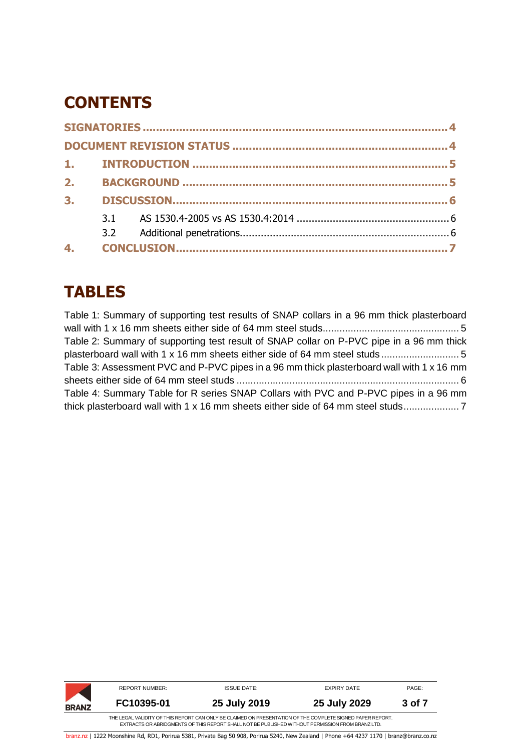# CONTENTS

SIGNATORIES ........................................................................................ 4
DOCUMENT REVISION STATUS ................................................................ 4
1. INTRODUCTION ........................................................................... 5
2. BACKGROUND .............................................................................. 5
3. DISCUSSION ................................................................................. 6
   3.1 AS 1530.4-2005 vs AS 1530.4:2014 .................................................. 6
   3.2 Additional penetrations ..................................................................... 6
4. CONCLUSION ................................................................................ 7

# TABLES

Table 1: Summary of supporting test results of SNAP collars in a 96 mm thick plasterboard wall with 1 x 16 mm sheets either side of 64 mm steel studs ................................................ 5
Table 2: Summary of supporting test result of SNAP collar on P-PVC pipe in a 96 mm thick plasterboard wall with 1 x 16 mm sheets either side of 64 mm steel studs ........................... 5
Table 3: Assessment PVC and P-PVC pipes in a 96 mm thick plasterboard wall with 1 x 16 mm sheets either side of 64 mm steel studs ............................................................................... 6
Table 4: Summary Table for R series SNAP Collars with PVC and P-PVC pipes in a 96 mm thick plasterboard wall with 1 x 16 mm sheets either side of 64 mm steel studs ................... 7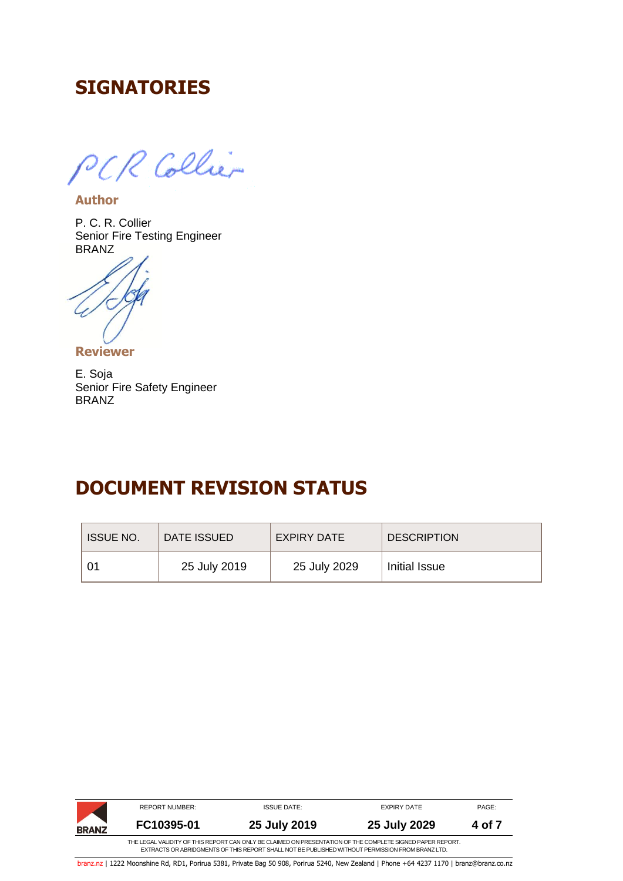# SIGNATORIES

**Author**

P. C. R. Collier
Senior Fire Testing Engineer
BRANZ

**Reviewer**

E. Soja
Senior Fire Safety Engineer
BRANZ

# DOCUMENT REVISION STATUS

| ISSUE NO. | DATE ISSUED | EXPIRY DATE | DESCRIPTION |
|---|---|---|---|
| 01 | 25 July 2019 | 25 July 2029 | Initial Issue |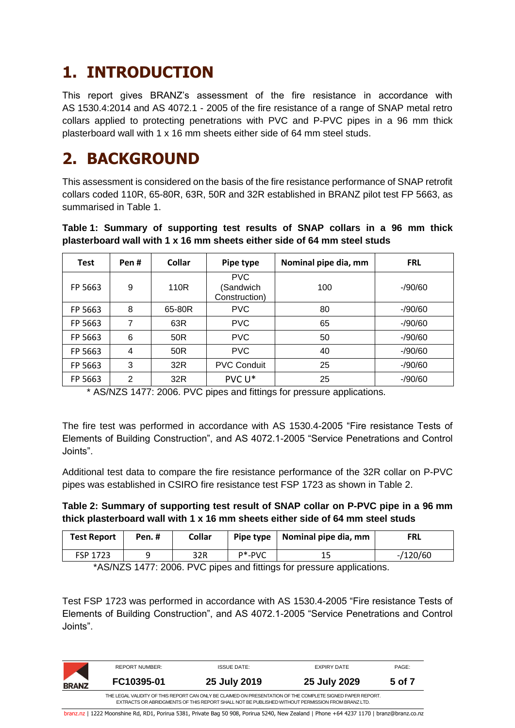# 1. INTRODUCTION

This report gives BRANZ's assessment of the fire resistance in accordance with AS 1530.4:2014 and AS 4072.1 - 2005 of the fire resistance of a range of SNAP metal retro collars applied to protecting penetrations with PVC and P-PVC pipes in a 96 mm thick plasterboard wall with 1 x 16 mm sheets either side of 64 mm steel studs.

# 2. BACKGROUND

This assessment is considered on the basis of the fire resistance performance of SNAP retrofit collars coded 110R, 65-80R, 63R, 50R and 32R established in BRANZ pilot test FP 5663, as summarised in Table 1.

**Table 1: Summary of supporting test results of SNAP collars in a 96 mm thick plasterboard wall with 1 x 16 mm sheets either side of 64 mm steel studs**

| Test | Pen # | Collar | Pipe type | Nominal pipe dia, mm | FRL |
|---|---|---|---|---|---|
| FP 5663 | 9 | 110R | PVC (Sandwich Construction) | 100 | -/90/60 |
| FP 5663 | 8 | 65-80R | PVC | 80 | -/90/60 |
| FP 5663 | 7 | 63R | PVC | 65 | -/90/60 |
| FP 5663 | 6 | 50R | PVC | 50 | -/90/60 |
| FP 5663 | 4 | 50R | PVC | 40 | -/90/60 |
| FP 5663 | 3 | 32R | PVC Conduit | 25 | -/90/60 |
| FP 5663 | 2 | 32R | PVC U* | 25 | -/90/60 |

\* AS/NZS 1477: 2006. PVC pipes and fittings for pressure applications.

The fire test was performed in accordance with AS 1530.4-2005 "Fire resistance Tests of Elements of Building Construction", and AS 4072.1-2005 "Service Penetrations and Control Joints".

Additional test data to compare the fire resistance performance of the 32R collar on P-PVC pipes was established in CSIRO fire resistance test FSP 1723 as shown in Table 2.

**Table 2: Summary of supporting test result of SNAP collar on P-PVC pipe in a 96 mm thick plasterboard wall with 1 x 16 mm sheets either side of 64 mm steel studs**

| Test Report | Pen. # | Collar | Pipe type | Nominal pipe dia, mm | FRL |
|---|---|---|---|---|---|
| FSP 1723 | 9 | 32R | P*-PVC | 15 | -/120/60 |

*AS/NZS 1477: 2006. PVC pipes and fittings for pressure applications.

Test FSP 1723 was performed in accordance with AS 1530.4-2005 "Fire resistance Tests of Elements of Building Construction", and AS 4072.1-2005 "Service Penetrations and Control Joints".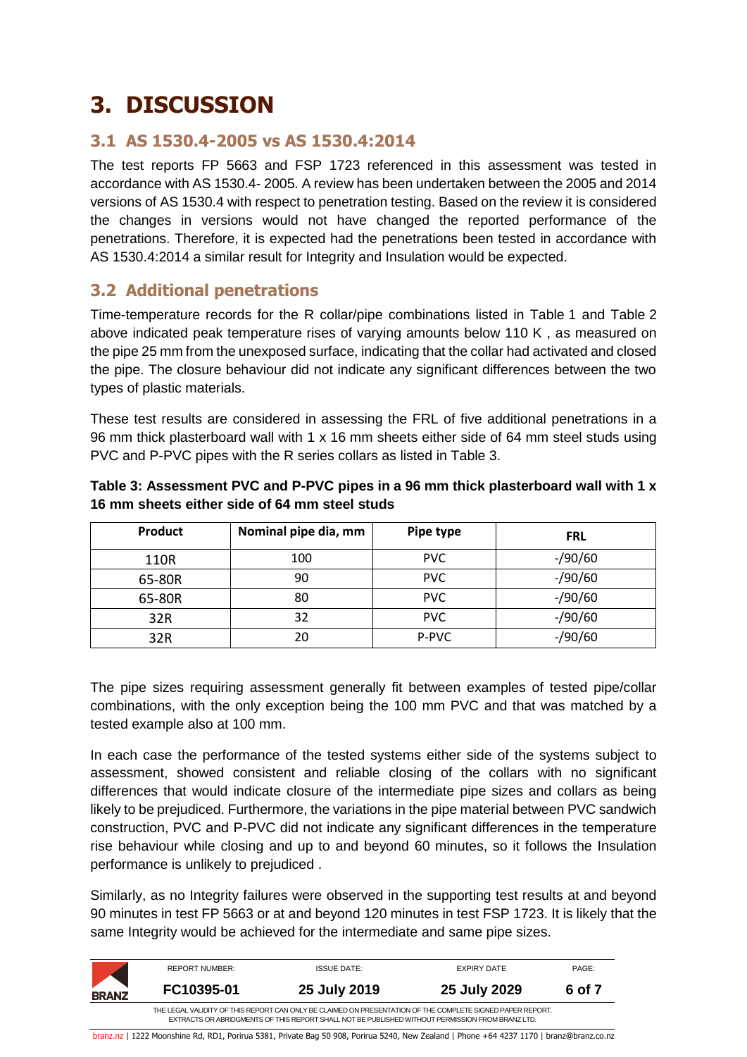# 3. DISCUSSION

## 3.1 AS 1530.4-2005 vs AS 1530.4:2014

The test reports FP 5663 and FSP 1723 referenced in this assessment was tested in accordance with AS 1530.4- 2005. A review has been undertaken between the 2005 and 2014 versions of AS 1530.4 with respect to penetration testing. Based on the review it is considered the changes in versions would not have changed the reported performance of the penetrations. Therefore, it is expected had the penetrations been tested in accordance with AS 1530.4:2014 a similar result for Integrity and Insulation would be expected.

## 3.2 Additional penetrations

Time-temperature records for the R collar/pipe combinations listed in Table 1 and Table 2 above indicated peak temperature rises of varying amounts below 110 K , as measured on the pipe 25 mm from the unexposed surface, indicating that the collar had activated and closed the pipe. The closure behaviour did not indicate any significant differences between the two types of plastic materials.

These test results are considered in assessing the FRL of five additional penetrations in a 96 mm thick plasterboard wall with 1 x 16 mm sheets either side of 64 mm steel studs using PVC and P-PVC pipes with the R series collars as listed in Table 3.

**Table 3: Assessment PVC and P-PVC pipes in a 96 mm thick plasterboard wall with 1 x 16 mm sheets either side of 64 mm steel studs**

| Product | Nominal pipe dia, mm | Pipe type | FRL |
|---|---|---|---|
| 110R | 100 | PVC | -/90/60 |
| 65-80R | 90 | PVC | -/90/60 |
| 65-80R | 80 | PVC | -/90/60 |
| 32R | 32 | PVC | -/90/60 |
| 32R | 20 | P-PVC | -/90/60 |

The pipe sizes requiring assessment generally fit between examples of tested pipe/collar combinations, with the only exception being the 100 mm PVC and that was matched by a tested example also at 100 mm.

In each case the performance of the tested systems either side of the systems subject to assessment, showed consistent and reliable closing of the collars with no significant differences that would indicate closure of the intermediate pipe sizes and collars as being likely to be prejudiced. Furthermore, the variations in the pipe material between PVC sandwich construction, PVC and P-PVC did not indicate any significant differences in the temperature rise behaviour while closing and up to and beyond 60 minutes, so it follows the Insulation performance is unlikely to prejudiced .

Similarly, as no Integrity failures were observed in the supporting test results at and beyond 90 minutes in test FP 5663 or at and beyond 120 minutes in test FSP 1723. It is likely that the same Integrity would be achieved for the intermediate and same pipe sizes.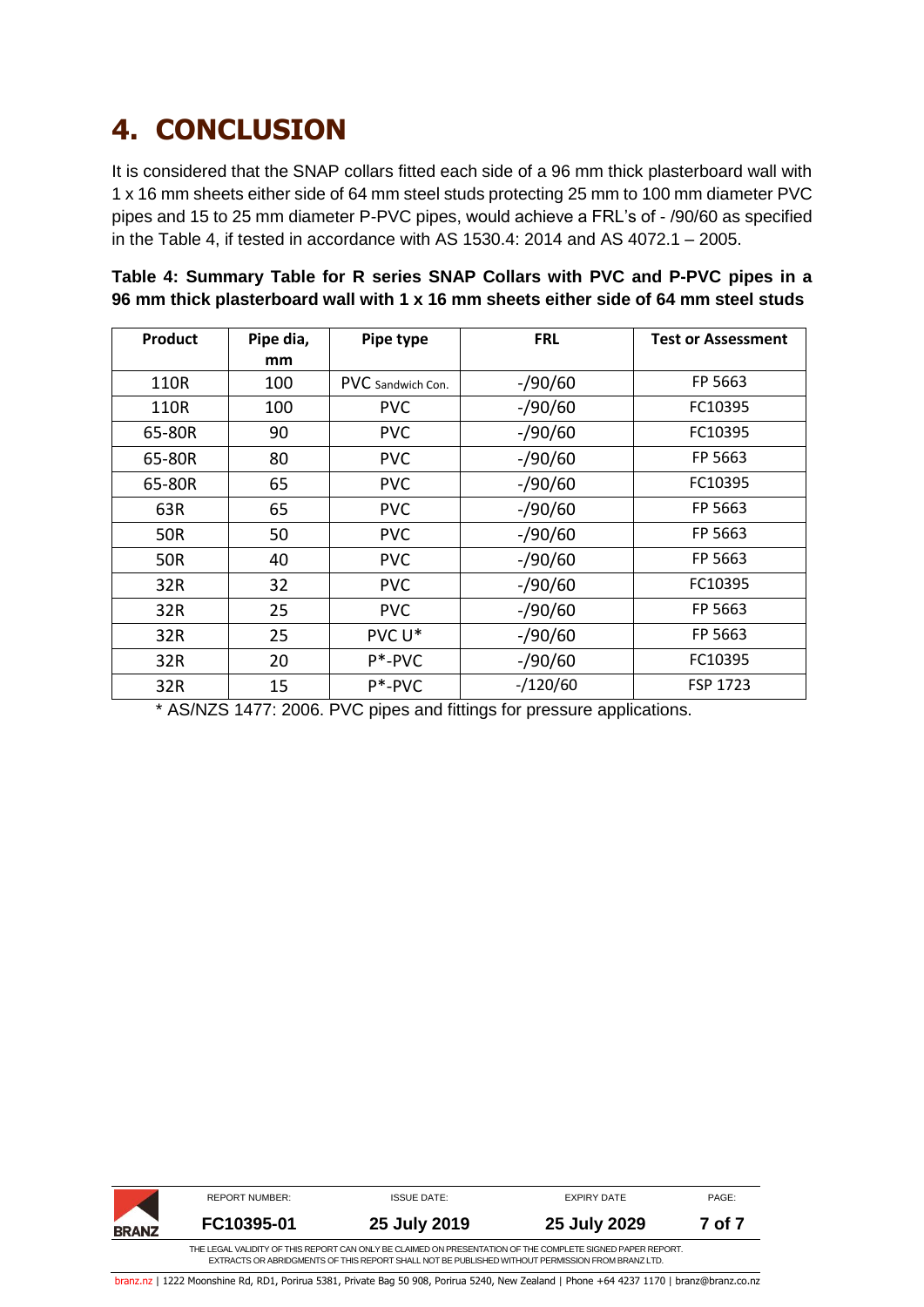# 4. CONCLUSION

It is considered that the SNAP collars fitted each side of a 96 mm thick plasterboard wall with 1 x 16 mm sheets either side of 64 mm steel studs protecting 25 mm to 100 mm diameter PVC pipes and 15 to 25 mm diameter P-PVC pipes, would achieve a FRL's of - /90/60 as specified in the Table 4, if tested in accordance with AS 1530.4: 2014 and AS 4072.1 – 2005.

**Table 4: Summary Table for R series SNAP Collars with PVC and P-PVC pipes in a 96 mm thick plasterboard wall with 1 x 16 mm sheets either side of 64 mm steel studs**

| Product | Pipe dia, mm | Pipe type | FRL | Test or Assessment |
|---|---|---|---|---|
| 110R | 100 | PVC Sandwich Con. | -/90/60 | FP 5663 |
| 110R | 100 | PVC | -/90/60 | FC10395 |
| 65-80R | 90 | PVC | -/90/60 | FC10395 |
| 65-80R | 80 | PVC | -/90/60 | FP 5663 |
| 65-80R | 65 | PVC | -/90/60 | FC10395 |
| 63R | 65 | PVC | -/90/60 | FP 5663 |
| 50R | 50 | PVC | -/90/60 | FP 5663 |
| 50R | 40 | PVC | -/90/60 | FP 5663 |
| 32R | 32 | PVC | -/90/60 | FC10395 |
| 32R | 25 | PVC | -/90/60 | FP 5663 |
| 32R | 25 | PVC U* | -/90/60 | FP 5663 |
| 32R | 20 | P*-PVC | -/90/60 | FC10395 |
| 32R | 15 | P*-PVC | -/120/60 | FSP 1723 |

\* AS/NZS 1477: 2006. PVC pipes and fittings for pressure applications.